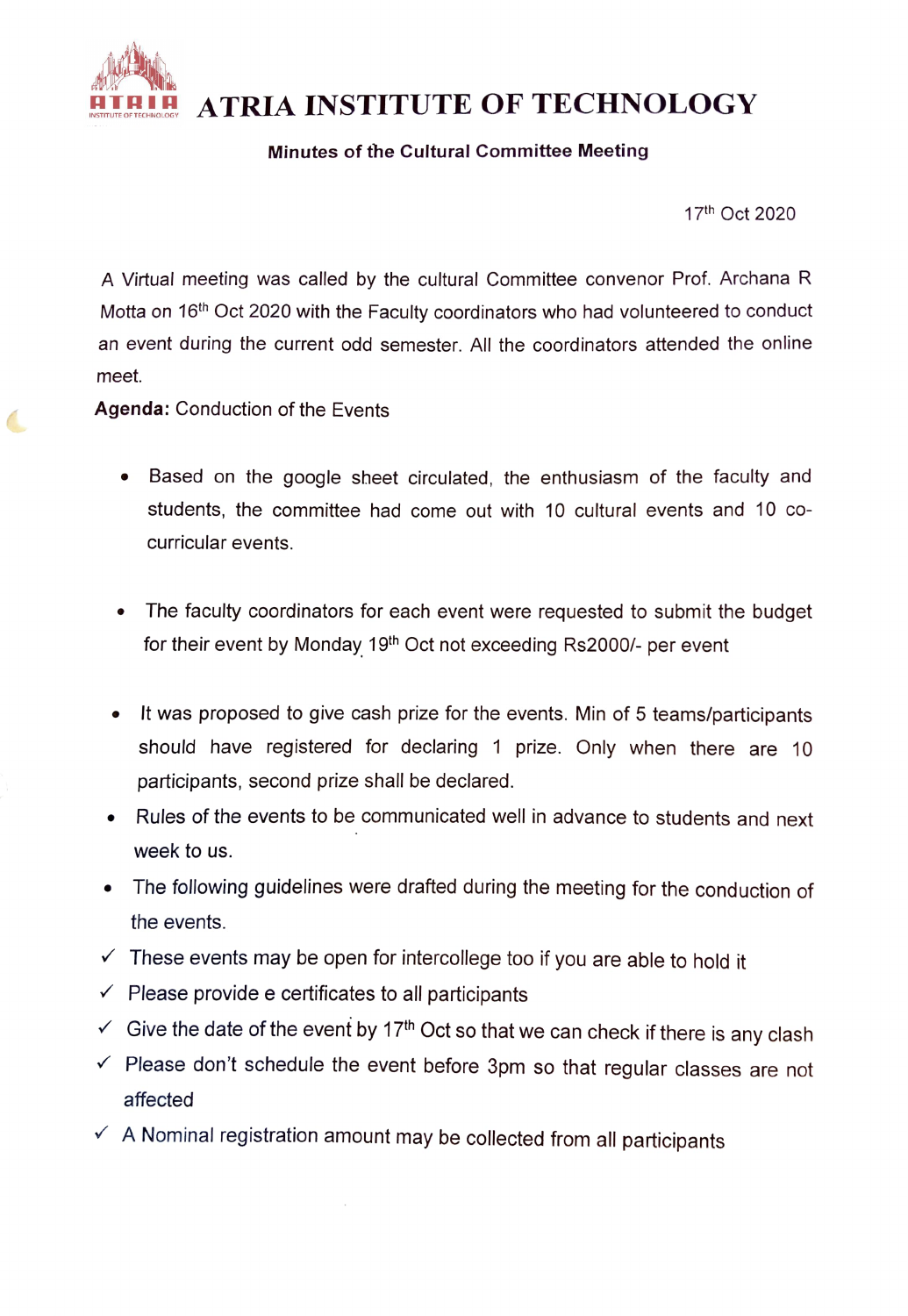# ATRIA INSTITUTE OF TECHNOLOGY

### Minutes of the Cultural Committee Meeting

17th Oct 2020

A Virtual meeting was called by the cultural Committee convenor Prof. Archana R Motta on 16th Oct 2020 with the Faculty coordinators who had volunteered to conduct an event during the current odd semester. All the coordinators attended the online meet.

**Agenda:** Conduction of the Events

- Based on the google sheet circulated, the enthusiasm of the faculty and students, the committee had come out with 10 cultural events and 10 co-curricular events.

- The faculty coordinators for each event were requested to submit the budget for their event by Monday 19th Oct not exceeding Rs2000/- per event

- It was proposed to give cash prize for the events. Min of 5 teams/participants should have registered for declaring 1 prize. Only when there are 10 participants, second prize shall be declared.
- Rules of the events to be communicated well in advance to students and next week to us.
- The following guidelines were drafted during the meeting for the conduction of the events.

✓ These events may be open for intercollege too if you are able to hold it

✓ Please provide e certificates to all participants

✓ Give the date of the event by 17th Oct so that we can check if there is any clash

✓ Please don't schedule the event before 3pm so that regular classes are not affected

✓ A Nominal registration amount may be collected from all participants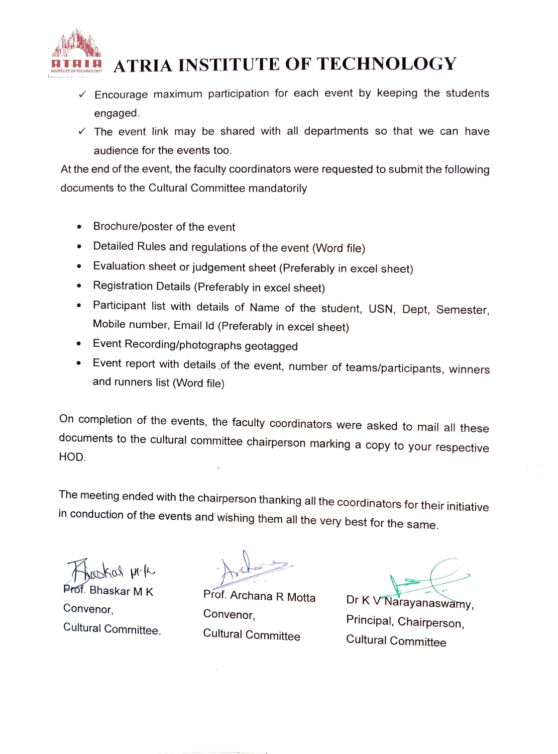# ATRIA INSTITUTE OF TECHNOLOGY

- ✓ Encourage maximum participation for each event by keeping the students engaged.
- ✓ The event link may be shared with all departments so that we can have audience for the events too.

At the end of the event, the faculty coordinators were requested to submit the following documents to the Cultural Committee mandatorily

- Brochure/poster of the event
- Detailed Rules and regulations of the event (Word file)
- Evaluation sheet or judgement sheet (Preferably in excel sheet)
- Registration Details (Preferably in excel sheet)
- Participant list with details of Name of the student, USN, Dept, Semester, Mobile number, Email Id (Preferably in excel sheet)
- Event Recording/photographs geotagged
- Event report with details of the event, number of teams/participants, winners and runners list (Word file)

On completion of the events, the faculty coordinators were asked to mail all these documents to the cultural committee chairperson marking a copy to your respective HOD.

The meeting ended with the chairperson thanking all the coordinators for their initiative in conduction of the events and wishing them all the very best for the same.

Prof. Bhaskar M K
Convenor,
Cultural Committee.

Prof. Archana R Motta
Convenor,
Cultural Committee

Dr K V Narayanaswamy,
Principal, Chairperson,
Cultural Committee